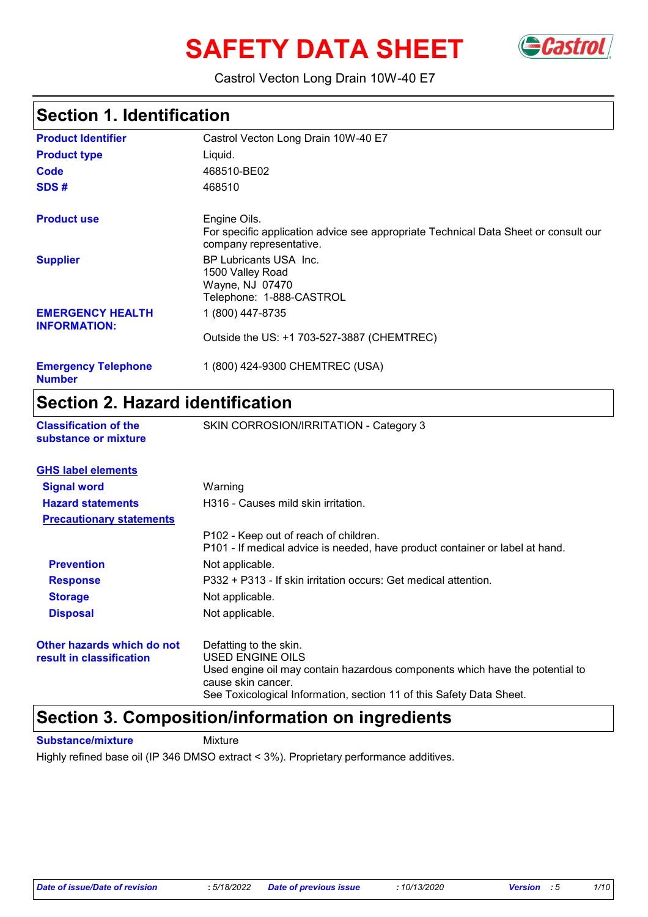# SAFETY DATA SHEET

Castrol Vecton Long Drain 10W-40 E7

## Section 1. Identification

| | |
|---|---|
| **Product Identifier** | Castrol Vecton Long Drain 10W-40 E7 |
| **Product type** | Liquid. |
| **Code** | 468510-BE02 |
| **SDS #** | 468510 |
| **Product use** | Engine Oils. For specific application advice see appropriate Technical Data Sheet or consult our company representative. |
| **Supplier** | BP Lubricants USA Inc. 1500 Valley Road Wayne, NJ 07470 Telephone: 1-888-CASTROL |
| **EMERGENCY HEALTH INFORMATION:** | 1 (800) 447-8735 Outside the US: +1 703-527-3887 (CHEMTREC) |
| **Emergency Telephone Number** | 1 (800) 424-9300 CHEMTREC (USA) |

## Section 2. Hazard identification

| | |
|---|---|
| **Classification of the substance or mixture** | SKIN CORROSION/IRRITATION - Category 3 |

**GHS label elements**

| | |
|---|---|
| **Signal word** | Warning |
| **Hazard statements** | H316 - Causes mild skin irritation. |
| **Precautionary statements** | P102 - Keep out of reach of children. P101 - If medical advice is needed, have product container or label at hand. |
| **Prevention** | Not applicable. |
| **Response** | P332 + P313 - If skin irritation occurs: Get medical attention. |
| **Storage** | Not applicable. |
| **Disposal** | Not applicable. |
| **Other hazards which do not result in classification** | Defatting to the skin. USED ENGINE OILS Used engine oil may contain hazardous components which have the potential to cause skin cancer. See Toxicological Information, section 11 of this Safety Data Sheet. |

## Section 3. Composition/information on ingredients

**Substance/mixture** Mixture

Highly refined base oil (IP 346 DMSO extract < 3%). Proprietary performance additives.

*Date of issue/Date of revision : 5/18/2022 Date of previous issue : 10/13/2020 Version : 5*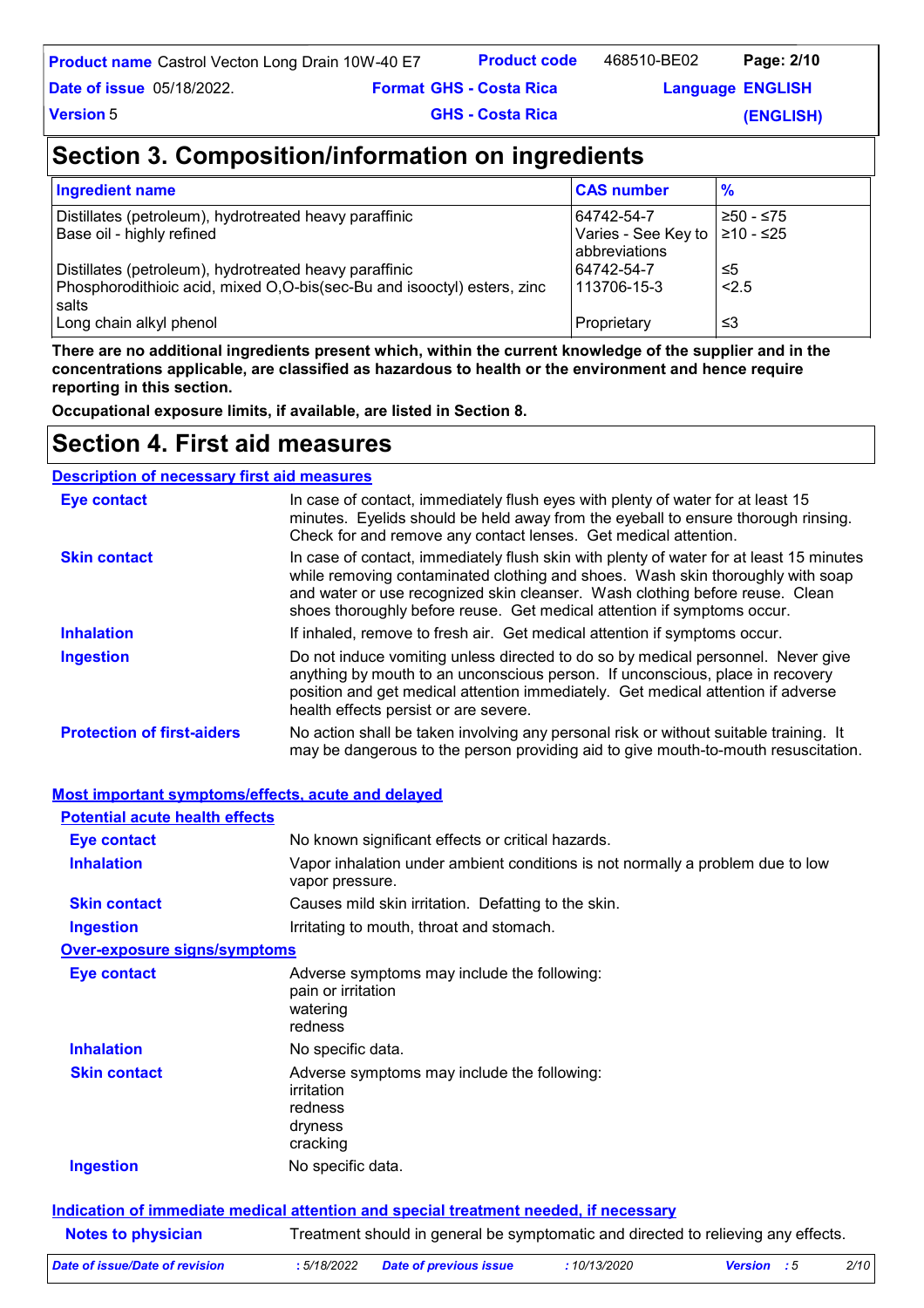## Section 3. Composition/information on ingredients

| Ingredient name | CAS number | % |
|---|---|---|
| Distillates (petroleum), hydrotreated heavy paraffinic | 64742-54-7 | ≥50 - ≤75 |
| Base oil - highly refined | Varies - See Key to abbreviations | ≥10 - ≤25 |
| Distillates (petroleum), hydrotreated heavy paraffinic | 64742-54-7 | ≤5 |
| Phosphorodithioic acid, mixed O,O-bis(sec-Bu and isooctyl) esters, zinc salts | 113706-15-3 | <2.5 |
| Long chain alkyl phenol | Proprietary | ≤3 |

**There are no additional ingredients present which, within the current knowledge of the supplier and in the concentrations applicable, are classified as hazardous to health or the environment and hence require reporting in this section.**

**Occupational exposure limits, if available, are listed in Section 8.**

## Section 4. First aid measures

### Description of necessary first aid measures

**Eye contact**: In case of contact, immediately flush eyes with plenty of water for at least 15 minutes. Eyelids should be held away from the eyeball to ensure thorough rinsing. Check for and remove any contact lenses. Get medical attention.

**Skin contact**: In case of contact, immediately flush skin with plenty of water for at least 15 minutes while removing contaminated clothing and shoes. Wash skin thoroughly with soap and water or use recognized skin cleanser. Wash clothing before reuse. Clean shoes thoroughly before reuse. Get medical attention if symptoms occur.

**Inhalation**: If inhaled, remove to fresh air. Get medical attention if symptoms occur.

**Ingestion**: Do not induce vomiting unless directed to do so by medical personnel. Never give anything by mouth to an unconscious person. If unconscious, place in recovery position and get medical attention immediately. Get medical attention if adverse health effects persist or are severe.

**Protection of first-aiders**: No action shall be taken involving any personal risk or without suitable training. It may be dangerous to the person providing aid to give mouth-to-mouth resuscitation.

### Most important symptoms/effects, acute and delayed

#### Potential acute health effects

**Eye contact**: No known significant effects or critical hazards.

**Inhalation**: Vapor inhalation under ambient conditions is not normally a problem due to low vapor pressure.

**Skin contact**: Causes mild skin irritation. Defatting to the skin.

**Ingestion**: Irritating to mouth, throat and stomach.

#### Over-exposure signs/symptoms

**Eye contact**: Adverse symptoms may include the following:
pain or irritation
watering
redness

**Inhalation**: No specific data.

**Skin contact**: Adverse symptoms may include the following:
irritation
redness
dryness
cracking

**Ingestion**: No specific data.

### Indication of immediate medical attention and special treatment needed, if necessary

**Notes to physician**: Treatment should in general be symptomatic and directed to relieving any effects.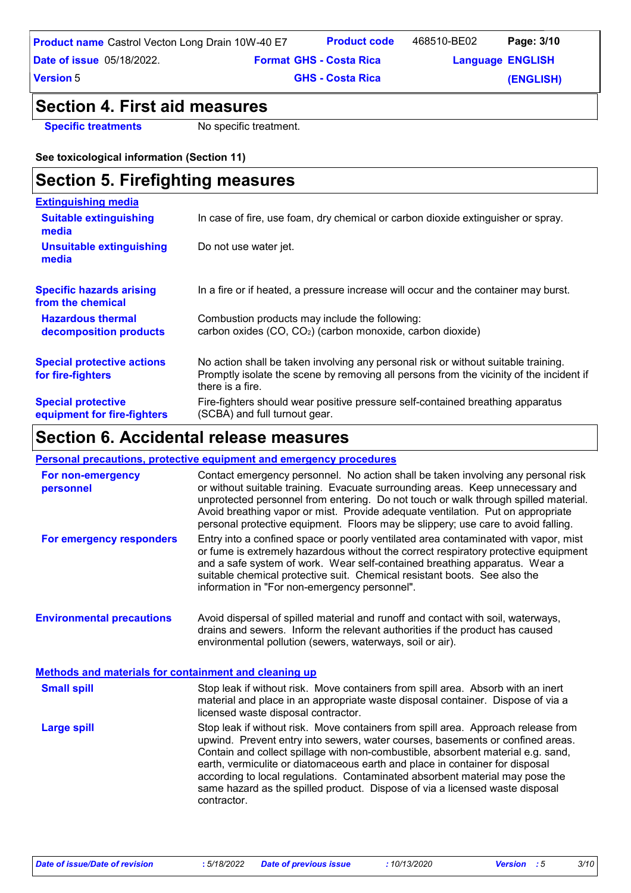## Section 4. First aid measures

| | |
|---|---|
| **Specific treatments** | No specific treatment. |

**See toxicological information (Section 11)**

## Section 5. Firefighting measures

**Extinguishing media**

| | |
|---|---|
| **Suitable extinguishing media** | In case of fire, use foam, dry chemical or carbon dioxide extinguisher or spray. |
| **Unsuitable extinguishing media** | Do not use water jet. |
| **Specific hazards arising from the chemical** | In a fire or if heated, a pressure increase will occur and the container may burst. |
| **Hazardous thermal decomposition products** | Combustion products may include the following: carbon oxides (CO, $CO_2$) (carbon monoxide, carbon dioxide) |
| **Special protective actions for fire-fighters** | No action shall be taken involving any personal risk or without suitable training. Promptly isolate the scene by removing all persons from the vicinity of the incident if there is a fire. |
| **Special protective equipment for fire-fighters** | Fire-fighters should wear positive pressure self-contained breathing apparatus (SCBA) and full turnout gear. |

## Section 6. Accidental release measures

**Personal precautions, protective equipment and emergency procedures**

| | |
|---|---|
| **For non-emergency personnel** | Contact emergency personnel. No action shall be taken involving any personal risk or without suitable training. Evacuate surrounding areas. Keep unnecessary and unprotected personnel from entering. Do not touch or walk through spilled material. Avoid breathing vapor or mist. Provide adequate ventilation. Put on appropriate personal protective equipment. Floors may be slippery; use care to avoid falling. |
| **For emergency responders** | Entry into a confined space or poorly ventilated area contaminated with vapor, mist or fume is extremely hazardous without the correct respiratory protective equipment and a safe system of work. Wear self-contained breathing apparatus. Wear a suitable chemical protective suit. Chemical resistant boots. See also the information in "For non-emergency personnel". |
| **Environmental precautions** | Avoid dispersal of spilled material and runoff and contact with soil, waterways, drains and sewers. Inform the relevant authorities if the product has caused environmental pollution (sewers, waterways, soil or air). |

**Methods and materials for containment and cleaning up**

| | |
|---|---|
| **Small spill** | Stop leak if without risk. Move containers from spill area. Absorb with an inert material and place in an appropriate waste disposal container. Dispose of via a licensed waste disposal contractor. |
| **Large spill** | Stop leak if without risk. Move containers from spill area. Approach release from upwind. Prevent entry into sewers, water courses, basements or confined areas. Contain and collect spillage with non-combustible, absorbent material e.g. sand, earth, vermiculite or diatomaceous earth and place in container for disposal according to local regulations. Contaminated absorbent material may pose the same hazard as the spilled product. Dispose of via a licensed waste disposal contractor. |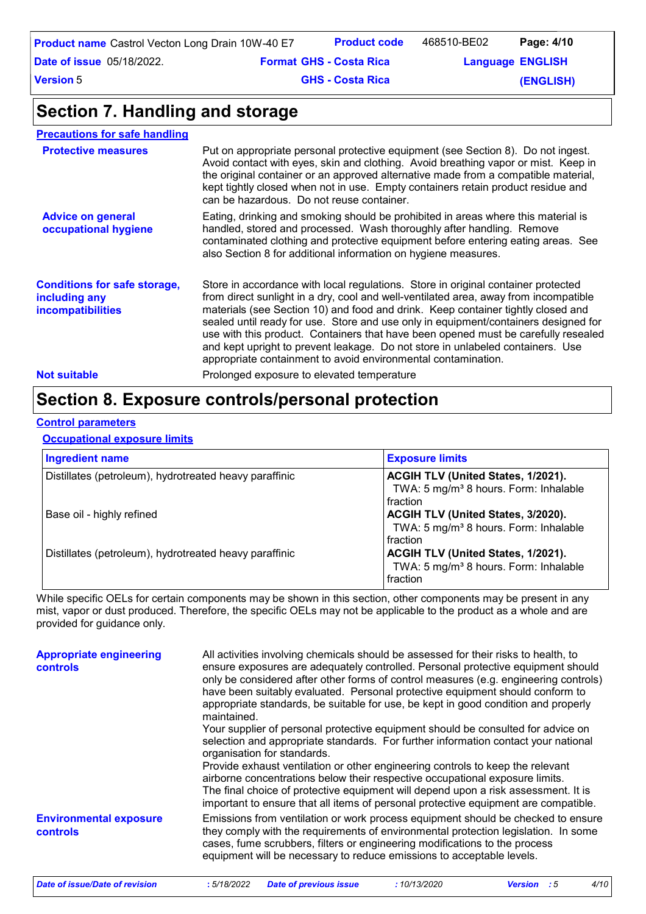# Section 7. Handling and storage

**Precautions for safe handling**

**Protective measures**

Put on appropriate personal protective equipment (see Section 8). Do not ingest. Avoid contact with eyes, skin and clothing. Avoid breathing vapor or mist. Keep in the original container or an approved alternative made from a compatible material, kept tightly closed when not in use. Empty containers retain product residue and can be hazardous. Do not reuse container.

**Advice on general occupational hygiene**

Eating, drinking and smoking should be prohibited in areas where this material is handled, stored and processed. Wash thoroughly after handling. Remove contaminated clothing and protective equipment before entering eating areas. See also Section 8 for additional information on hygiene measures.

**Conditions for safe storage, including any incompatibilities**

Store in accordance with local regulations. Store in original container protected from direct sunlight in a dry, cool and well-ventilated area, away from incompatible materials (see Section 10) and food and drink. Keep container tightly closed and sealed until ready for use. Store and use only in equipment/containers designed for use with this product. Containers that have been opened must be carefully resealed and kept upright to prevent leakage. Do not store in unlabeled containers. Use appropriate containment to avoid environmental contamination.

**Not suitable**

Prolonged exposure to elevated temperature

# Section 8. Exposure controls/personal protection

**Control parameters**

**Occupational exposure limits**

| Ingredient name | Exposure limits |
| --- | --- |
| Distillates (petroleum), hydrotreated heavy paraffinic | **ACGIH TLV (United States, 1/2021).** TWA: 5 mg/m³ 8 hours. Form: Inhalable fraction |
| Base oil - highly refined | **ACGIH TLV (United States, 3/2020).** TWA: 5 mg/m³ 8 hours. Form: Inhalable fraction |
| Distillates (petroleum), hydrotreated heavy paraffinic | **ACGIH TLV (United States, 1/2021).** TWA: 5 mg/m³ 8 hours. Form: Inhalable fraction |

While specific OELs for certain components may be shown in this section, other components may be present in any mist, vapor or dust produced. Therefore, the specific OELs may not be applicable to the product as a whole and are provided for guidance only.

**Appropriate engineering controls**

All activities involving chemicals should be assessed for their risks to health, to ensure exposures are adequately controlled. Personal protective equipment should only be considered after other forms of control measures (e.g. engineering controls) have been suitably evaluated. Personal protective equipment should conform to appropriate standards, be suitable for use, be kept in good condition and properly maintained.

Your supplier of personal protective equipment should be consulted for advice on selection and appropriate standards. For further information contact your national organisation for standards.

Provide exhaust ventilation or other engineering controls to keep the relevant airborne concentrations below their respective occupational exposure limits.

The final choice of protective equipment will depend upon a risk assessment. It is important to ensure that all items of personal protective equipment are compatible.

**Environmental exposure controls**

Emissions from ventilation or work process equipment should be checked to ensure they comply with the requirements of environmental protection legislation. In some cases, fume scrubbers, filters or engineering modifications to the process equipment will be necessary to reduce emissions to acceptable levels.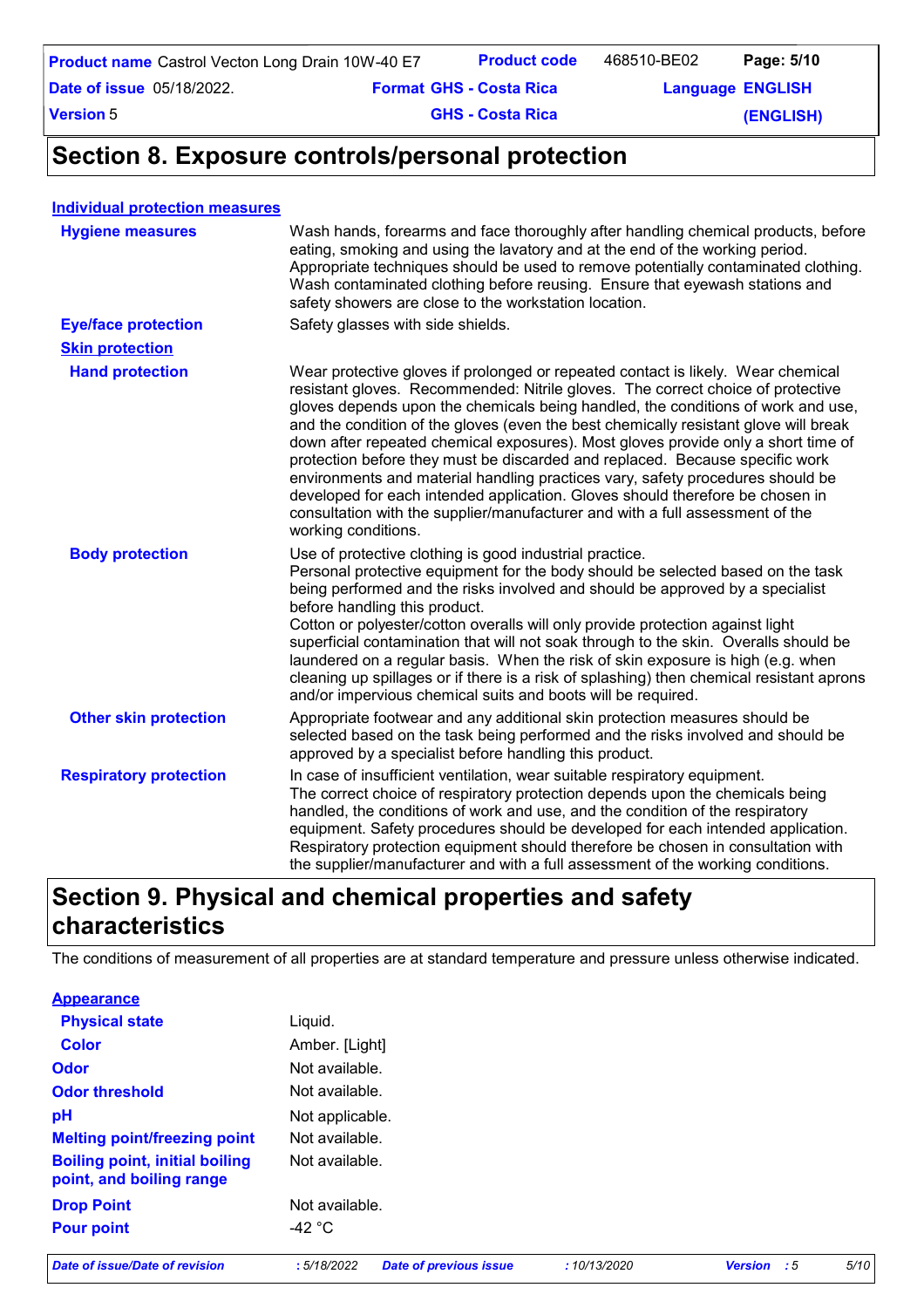# Section 8. Exposure controls/personal protection

**Individual protection measures**

| | |
|---|---|
| **Hygiene measures** | Wash hands, forearms and face thoroughly after handling chemical products, before eating, smoking and using the lavatory and at the end of the working period. Appropriate techniques should be used to remove potentially contaminated clothing. Wash contaminated clothing before reusing. Ensure that eyewash stations and safety showers are close to the workstation location. |
| **Eye/face protection** | Safety glasses with side shields. |
| **Skin protection** | |
| **Hand protection** | Wear protective gloves if prolonged or repeated contact is likely. Wear chemical resistant gloves. Recommended: Nitrile gloves. The correct choice of protective gloves depends upon the chemicals being handled, the conditions of work and use, and the condition of the gloves (even the best chemically resistant glove will break down after repeated chemical exposures). Most gloves provide only a short time of protection before they must be discarded and replaced. Because specific work environments and material handling practices vary, safety procedures should be developed for each intended application. Gloves should therefore be chosen in consultation with the supplier/manufacturer and with a full assessment of the working conditions. |
| **Body protection** | Use of protective clothing is good industrial practice. Personal protective equipment for the body should be selected based on the task being performed and the risks involved and should be approved by a specialist before handling this product. Cotton or polyester/cotton overalls will only provide protection against light superficial contamination that will not soak through to the skin. Overalls should be laundered on a regular basis. When the risk of skin exposure is high (e.g. when cleaning up spillages or if there is a risk of splashing) then chemical resistant aprons and/or impervious chemical suits and boots will be required. |
| **Other skin protection** | Appropriate footwear and any additional skin protection measures should be selected based on the task being performed and the risks involved and should be approved by a specialist before handling this product. |
| **Respiratory protection** | In case of insufficient ventilation, wear suitable respiratory equipment. The correct choice of respiratory protection depends upon the chemicals being handled, the conditions of work and use, and the condition of the respiratory equipment. Safety procedures should be developed for each intended application. Respiratory protection equipment should therefore be chosen in consultation with the supplier/manufacturer and with a full assessment of the working conditions. |

# Section 9. Physical and chemical properties and safety characteristics

The conditions of measurement of all properties are at standard temperature and pressure unless otherwise indicated.

**Appearance**

| | |
|---|---|
| **Physical state** | Liquid. |
| **Color** | Amber. [Light] |
| **Odor** | Not available. |
| **Odor threshold** | Not available. |
| **pH** | Not applicable. |
| **Melting point/freezing point** | Not available. |
| **Boiling point, initial boiling point, and boiling range** | Not available. |
| **Drop Point** | Not available. |
| **Pour point** | -42 °C |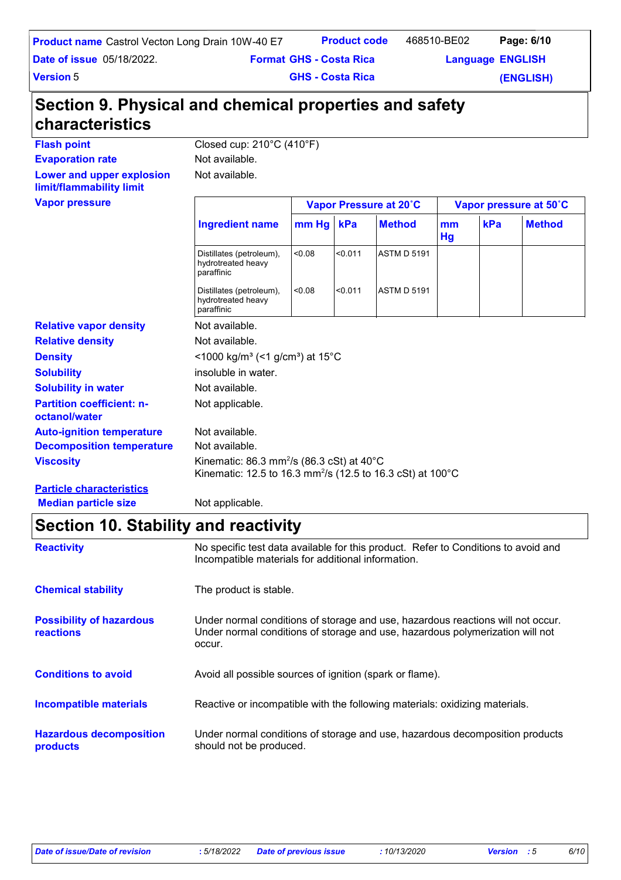## Section 9. Physical and chemical properties and safety characteristics

**Flash point**: Closed cup: 210°C (410°F)

**Evaporation rate**: Not available.

**Lower and upper explosion limit/flammability limit**: Not available.

**Vapor pressure**:

| Ingredient name | Vapor Pressure at 20˚C | | | Vapor pressure at 50˚C | | |
|---|---|---|---|---|---|---|
| | mm Hg | kPa | Method | mm Hg | kPa | Method |
| Distillates (petroleum), hydrotreated heavy paraffinic | <0.08 | <0.011 | ASTM D 5191 | | | |
| Distillates (petroleum), hydrotreated heavy paraffinic | <0.08 | <0.011 | ASTM D 5191 | | | |

**Relative vapor density**: Not available.

**Relative density**: Not available.

**Density**: <1000 kg/m³ (<1 g/cm³) at 15°C

**Solubility**: insoluble in water.

**Solubility in water**: Not available.

**Partition coefficient: n-octanol/water**: Not applicable.

**Auto-ignition temperature**: Not available.

**Decomposition temperature**: Not available.

**Viscosity**: Kinematic: 86.3 mm²/s (86.3 cSt) at 40°C
Kinematic: 12.5 to 16.3 mm²/s (12.5 to 16.3 cSt) at 100°C

**Particle characteristics**

**Median particle size**: Not applicable.

## Section 10. Stability and reactivity

**Reactivity**: No specific test data available for this product. Refer to Conditions to avoid and Incompatible materials for additional information.

**Chemical stability**: The product is stable.

**Possibility of hazardous reactions**: Under normal conditions of storage and use, hazardous reactions will not occur. Under normal conditions of storage and use, hazardous polymerization will not occur.

**Conditions to avoid**: Avoid all possible sources of ignition (spark or flame).

**Incompatible materials**: Reactive or incompatible with the following materials: oxidizing materials.

**Hazardous decomposition products**: Under normal conditions of storage and use, hazardous decomposition products should not be produced.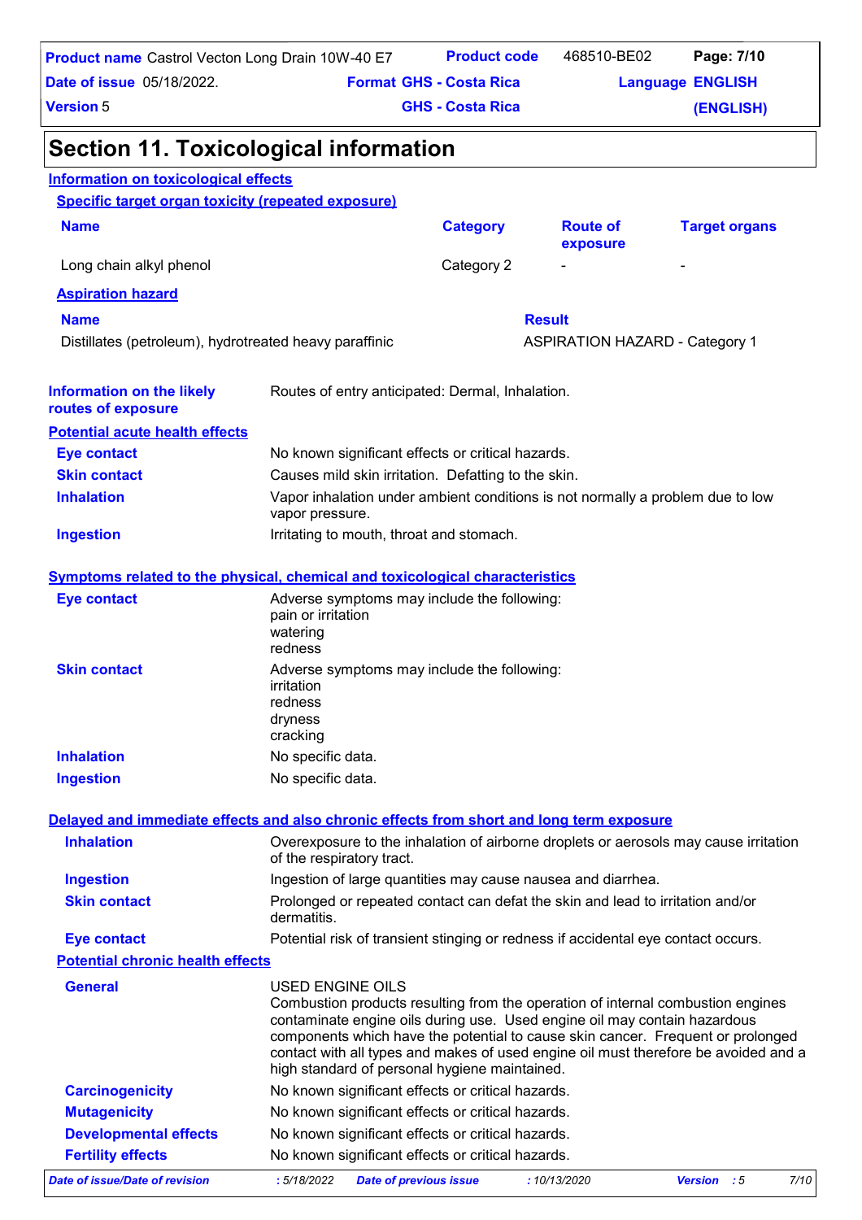# Section 11. Toxicological information

## Information on toxicological effects

### Specific target organ toxicity (repeated exposure)

| Name | Category | Route of exposure | Target organs |
|---|---|---|---|
| Long chain alkyl phenol | Category 2 | - | - |

### Aspiration hazard

| Name | Result |
|---|---|
| Distillates (petroleum), hydrotreated heavy paraffinic | ASPIRATION HAZARD - Category 1 |

**Information on the likely routes of exposure** Routes of entry anticipated: Dermal, Inhalation.

### Potential acute health effects

**Eye contact** No known significant effects or critical hazards.

**Skin contact** Causes mild skin irritation. Defatting to the skin.

**Inhalation** Vapor inhalation under ambient conditions is not normally a problem due to low vapor pressure.

**Ingestion** Irritating to mouth, throat and stomach.

### Symptoms related to the physical, chemical and toxicological characteristics

**Eye contact** Adverse symptoms may include the following:
pain or irritation
watering
redness

**Skin contact** Adverse symptoms may include the following:
irritation
redness
dryness
cracking

**Inhalation** No specific data.

**Ingestion** No specific data.

### Delayed and immediate effects and also chronic effects from short and long term exposure

**Inhalation** Overexposure to the inhalation of airborne droplets or aerosols may cause irritation of the respiratory tract.

**Ingestion** Ingestion of large quantities may cause nausea and diarrhea.

**Skin contact** Prolonged or repeated contact can defat the skin and lead to irritation and/or dermatitis.

**Eye contact** Potential risk of transient stinging or redness if accidental eye contact occurs.

### Potential chronic health effects

**General** USED ENGINE OILS
Combustion products resulting from the operation of internal combustion engines contaminate engine oils during use. Used engine oil may contain hazardous components which have the potential to cause skin cancer. Frequent or prolonged contact with all types and makes of used engine oil must therefore be avoided and a high standard of personal hygiene maintained.

**Carcinogenicity** No known significant effects or critical hazards.

**Mutagenicity** No known significant effects or critical hazards.

**Developmental effects** No known significant effects or critical hazards.

**Fertility effects** No known significant effects or critical hazards.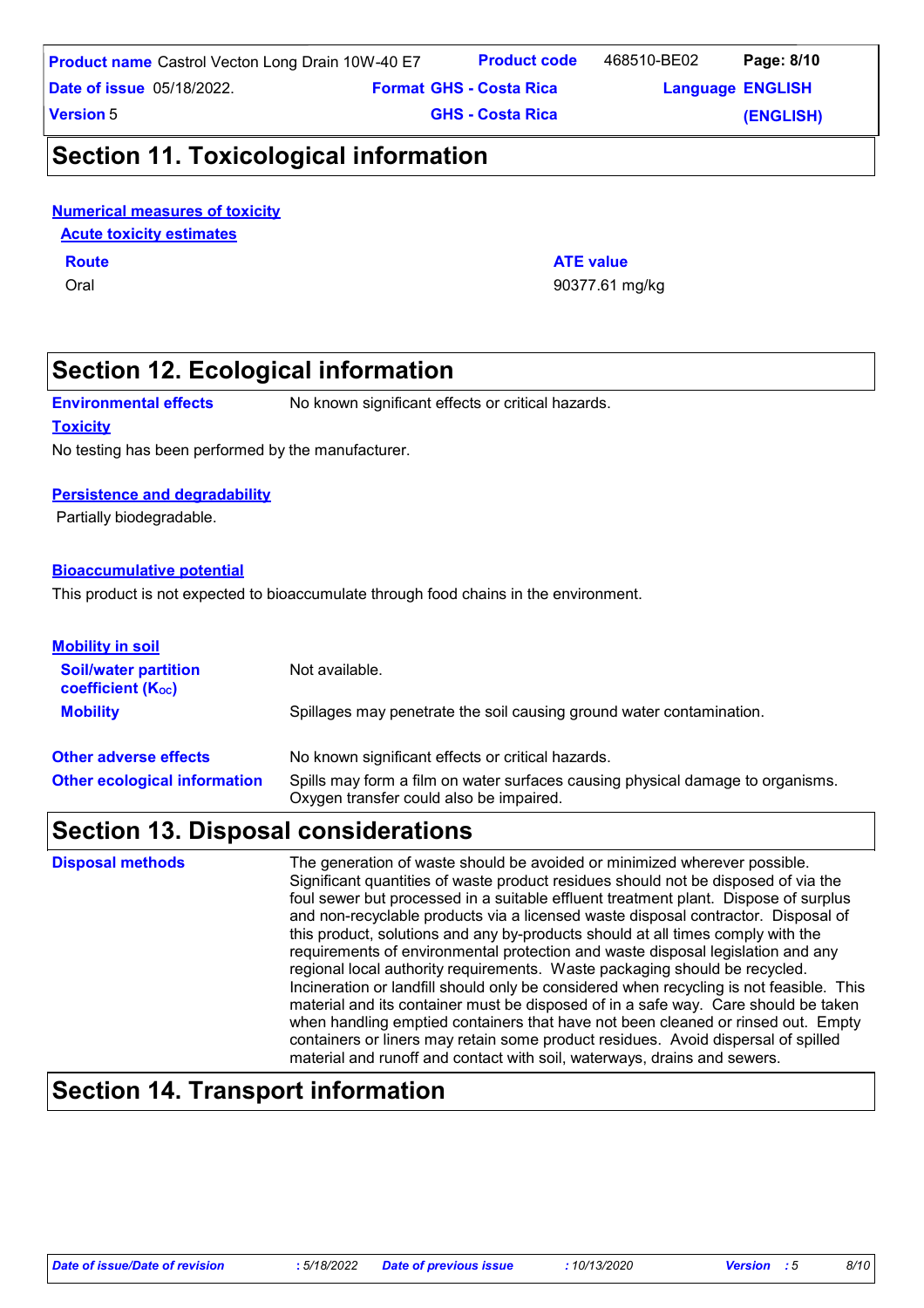# Section 11. Toxicological information

**Numerical measures of toxicity**

**Acute toxicity estimates**

| Route | ATE value |
|---|---|
| Oral | 90377.61 mg/kg |

# Section 12. Ecological information

**Environmental effects** No known significant effects or critical hazards.

**Toxicity**

No testing has been performed by the manufacturer.

**Persistence and degradability**

Partially biodegradable.

**Bioaccumulative potential**

This product is not expected to bioaccumulate through food chains in the environment.

**Mobility in soil**

**Soil/water partition coefficient ($K_{OC}$)** Not available.

**Mobility** Spillages may penetrate the soil causing ground water contamination.

**Other adverse effects** No known significant effects or critical hazards.

**Other ecological information** Spills may form a film on water surfaces causing physical damage to organisms. Oxygen transfer could also be impaired.

# Section 13. Disposal considerations

**Disposal methods** The generation of waste should be avoided or minimized wherever possible. Significant quantities of waste product residues should not be disposed of via the foul sewer but processed in a suitable effluent treatment plant. Dispose of surplus and non-recyclable products via a licensed waste disposal contractor. Disposal of this product, solutions and any by-products should at all times comply with the requirements of environmental protection and waste disposal legislation and any regional local authority requirements. Waste packaging should be recycled. Incineration or landfill should only be considered when recycling is not feasible. This material and its container must be disposed of in a safe way. Care should be taken when handling emptied containers that have not been cleaned or rinsed out. Empty containers or liners may retain some product residues. Avoid dispersal of spilled material and runoff and contact with soil, waterways, drains and sewers.

# Section 14. Transport information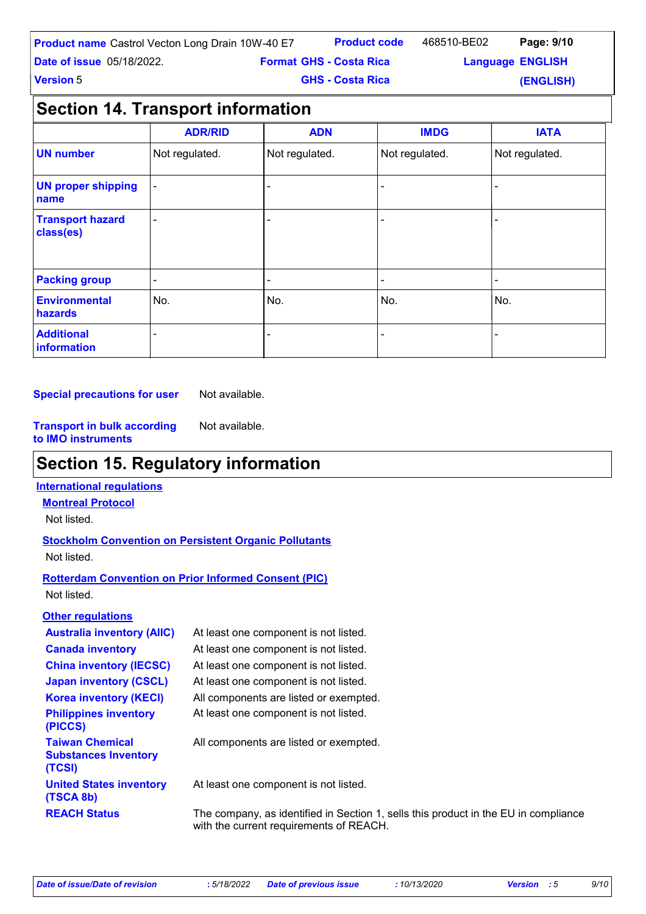## Section 14. Transport information

| | ADR/RID | ADN | IMDG | IATA |
|---|---|---|---|---|
| **UN number** | Not regulated. | Not regulated. | Not regulated. | Not regulated. |
| **UN proper shipping name** | - | - | - | - |
| **Transport hazard class(es)** | - | - | - | - |
| **Packing group** | - | - | - | - |
| **Environmental hazards** | No. | No. | No. | No. |
| **Additional information** | - | - | - | - |

**Special precautions for user** Not available.

**Transport in bulk according to IMO instruments** Not available.

## Section 15. Regulatory information

**International regulations**

**Montreal Protocol**

Not listed.

**Stockholm Convention on Persistent Organic Pollutants**

Not listed.

**Rotterdam Convention on Prior Informed Consent (PIC)**

Not listed.

**Other regulations**

| | |
|---|---|
| **Australia inventory (AIIC)** | At least one component is not listed. |
| **Canada inventory** | At least one component is not listed. |
| **China inventory (IECSC)** | At least one component is not listed. |
| **Japan inventory (CSCL)** | At least one component is not listed. |
| **Korea inventory (KECI)** | All components are listed or exempted. |
| **Philippines inventory (PICCS)** | At least one component is not listed. |
| **Taiwan Chemical Substances Inventory (TCSI)** | All components are listed or exempted. |
| **United States inventory (TSCA 8b)** | At least one component is not listed. |
| **REACH Status** | The company, as identified in Section 1, sells this product in the EU in compliance with the current requirements of REACH. |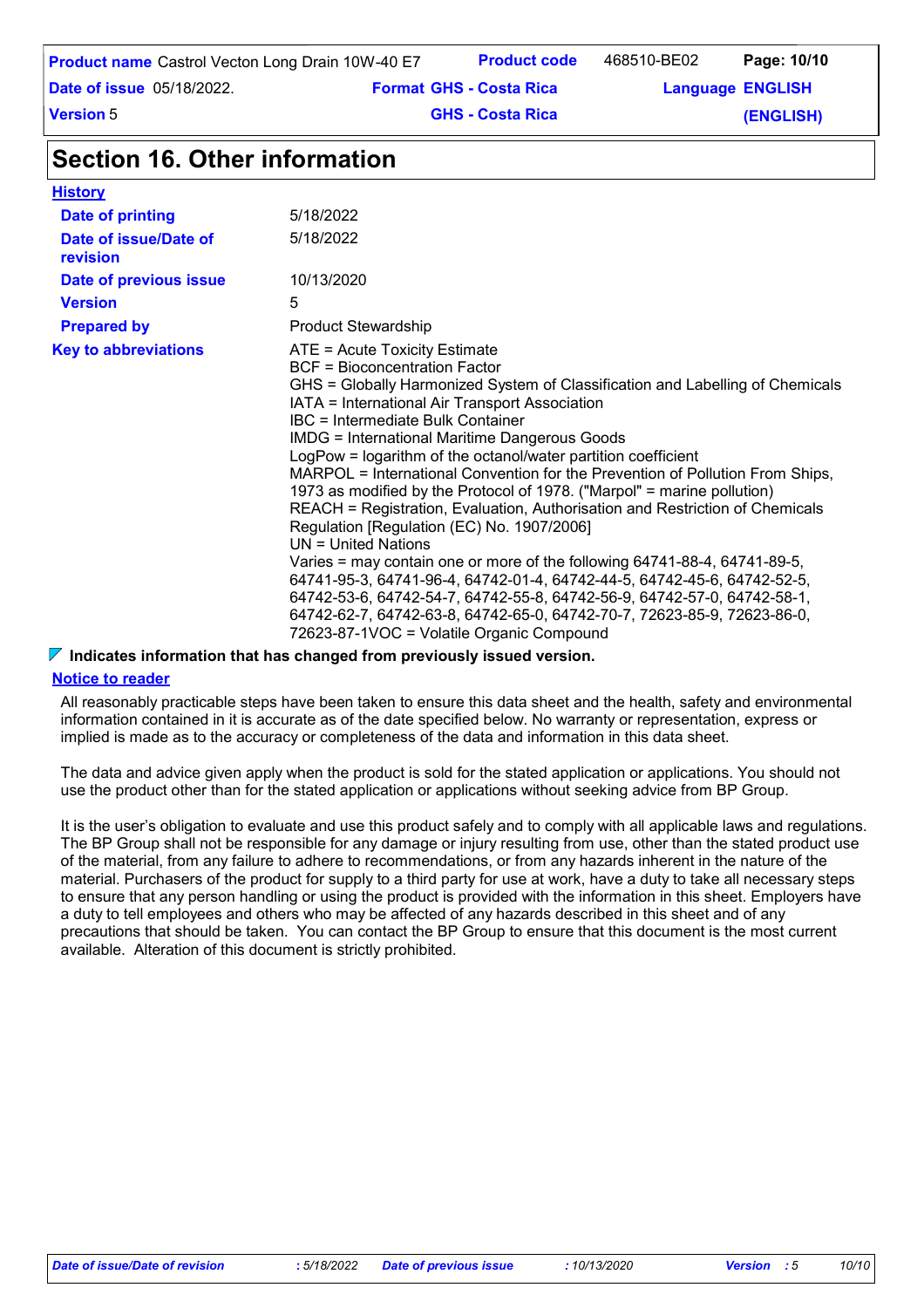# Section 16. Other information

**History**

| | |
|---|---|
| **Date of printing** | 5/18/2022 |
| **Date of issue/Date of revision** | 5/18/2022 |
| **Date of previous issue** | 10/13/2020 |
| **Version** | 5 |
| **Prepared by** | Product Stewardship |
| **Key to abbreviations** | ATE = Acute Toxicity Estimate<br>BCF = Bioconcentration Factor<br>GHS = Globally Harmonized System of Classification and Labelling of Chemicals<br>IATA = International Air Transport Association<br>IBC = Intermediate Bulk Container<br>IMDG = International Maritime Dangerous Goods<br>LogPow = logarithm of the octanol/water partition coefficient<br>MARPOL = International Convention for the Prevention of Pollution From Ships, 1973 as modified by the Protocol of 1978. ("Marpol" = marine pollution)<br>REACH = Registration, Evaluation, Authorisation and Restriction of Chemicals Regulation [Regulation (EC) No. 1907/2006]<br>UN = United Nations<br>Varies = may contain one or more of the following 64741-88-4, 64741-89-5, 64741-95-3, 64741-96-4, 64742-01-4, 64742-44-5, 64742-45-6, 64742-52-5, 64742-53-6, 64742-54-7, 64742-55-8, 64742-56-9, 64742-57-0, 64742-58-1, 64742-62-7, 64742-63-8, 64742-65-0, 64742-70-7, 72623-85-9, 72623-86-0, 72623-87-1VOC = Volatile Organic Compound |

**Indicates information that has changed from previously issued version.**

**Notice to reader**

All reasonably practicable steps have been taken to ensure this data sheet and the health, safety and environmental information contained in it is accurate as of the date specified below. No warranty or representation, express or implied is made as to the accuracy or completeness of the data and information in this data sheet.

The data and advice given apply when the product is sold for the stated application or applications. You should not use the product other than for the stated application or applications without seeking advice from BP Group.

It is the user's obligation to evaluate and use this product safely and to comply with all applicable laws and regulations. The BP Group shall not be responsible for any damage or injury resulting from use, other than the stated product use of the material, from any failure to adhere to recommendations, or from any hazards inherent in the nature of the material. Purchasers of the product for supply to a third party for use at work, have a duty to take all necessary steps to ensure that any person handling or using the product is provided with the information in this sheet. Employers have a duty to tell employees and others who may be affected of any hazards described in this sheet and of any precautions that should be taken. You can contact the BP Group to ensure that this document is the most current available. Alteration of this document is strictly prohibited.